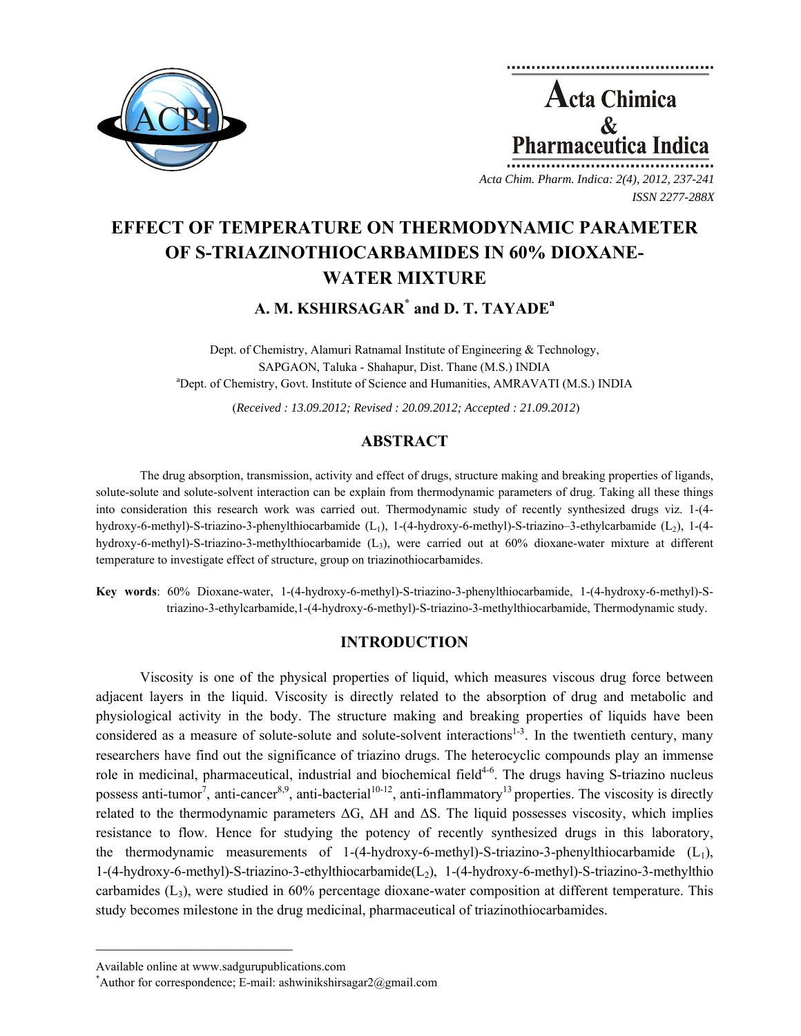# EFFECT OF TEMPERATURE ON THERMODYNAMIC PARAMETER OF S-TRIAZINOTHIOCARBAMIDES IN 60% DIOXANE-WATER MIXTURE

## A. M. KSHIRSAGAR[*] and D. T. TAYADE[a]

Dept. of Chemistry, Alamuri Ratnamal Institute of Engineering & Technology, SAPGAON, Taluka - Shahapur, Dist. Thane (M.S.) INDIA

[a]Dept. of Chemistry, Govt. Institute of Science and Humanities, AMRAVATI (M.S.) INDIA

(*Received : 13.09.2012; Revised : 20.09.2012; Accepted : 21.09.2012*)

## ABSTRACT

The drug absorption, transmission, activity and effect of drugs, structure making and breaking properties of ligands, solute-solute and solute-solvent interaction can be explain from thermodynamic parameters of drug. Taking all these things into consideration this research work was carried out. Thermodynamic study of recently synthesized drugs viz. 1-(4-hydroxy-6-methyl)-S-triazino-3-phenylthiocarbamide ($L_1$), 1-(4-hydroxy-6-methyl)-S-triazino–3-ethylcarbamide ($L_2$), 1-(4-hydroxy-6-methyl)-S-triazino-3-methylthiocarbamide ($L_3$), were carried out at 60% dioxane-water mixture at different temperature to investigate effect of structure, group on triazinothiocarbamides.

**Key words**: 60% Dioxane-water, 1-(4-hydroxy-6-methyl)-S-triazino-3-phenylthiocarbamide, 1-(4-hydroxy-6-methyl)-S-triazino-3-ethylcarbamide,1-(4-hydroxy-6-methyl)-S-triazino-3-methylthiocarbamide, Thermodynamic study.

## INTRODUCTION

Viscosity is one of the physical properties of liquid, which measures viscous drug force between adjacent layers in the liquid. Viscosity is directly related to the absorption of drug and metabolic and physiological activity in the body. The structure making and breaking properties of liquids have been considered as a measure of solute-solute and solute-solvent interactions[1-3]. In the twentieth century, many researchers have find out the significance of triazino drugs. The heterocyclic compounds play an immense role in medicinal, pharmaceutical, industrial and biochemical field[4-6]. The drugs having S-triazino nucleus possess anti-tumor[7], anti-cancer[8,9], anti-bacterial[10-12], anti-inflammatory[13] properties. The viscosity is directly related to the thermodynamic parameters ΔG, ΔH and ΔS. The liquid possesses viscosity, which implies resistance to flow. Hence for studying the potency of recently synthesized drugs in this laboratory, the thermodynamic measurements of 1-(4-hydroxy-6-methyl)-S-triazino-3-phenylthiocarbamide ($L_1$), 1-(4-hydroxy-6-methyl)-S-triazino-3-ethylthiocarbamide($L_2$), 1-(4-hydroxy-6-methyl)-S-triazino-3-methylthio carbamides ($L_3$), were studied in 60% percentage dioxane-water composition at different temperature. This study becomes milestone in the drug medicinal, pharmaceutical of triazinothiocarbamides.

---

Available online at www.sadgurupublications.com

[*]Author for correspondence; E-mail: ashwinikshirsagar2@gmail.com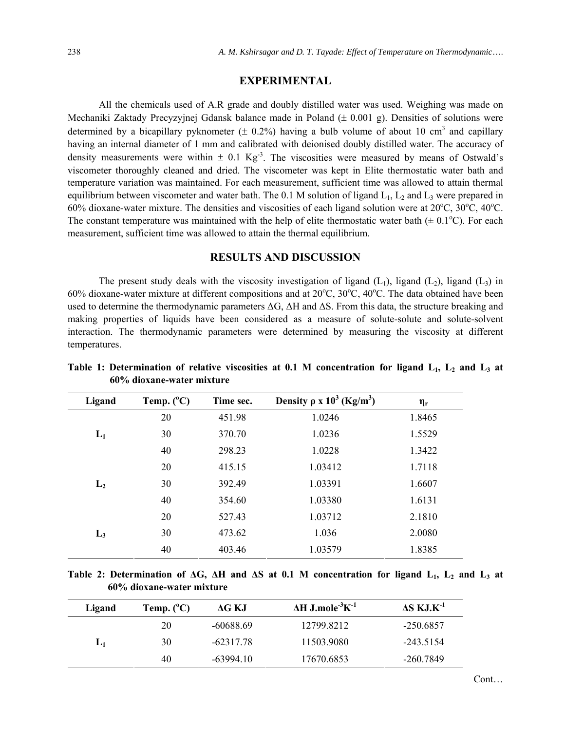## EXPERIMENTAL

All the chemicals used of A.R grade and doubly distilled water was used. Weighing was made on Mechaniki Zaktady Precyzyjnej Gdansk balance made in Poland (± 0.001 g). Densities of solutions were determined by a bicapillary pyknometer (± 0.2%) having a bulb volume of about 10 $cm^3$ and capillary having an internal diameter of 1 mm and calibrated with deionised doubly distilled water. The accuracy of density measurements were within ± 0.1 $Kg^{-3}$. The viscosities were measured by means of Ostwald's viscometer thoroughly cleaned and dried. The viscometer was kept in Elite thermostatic water bath and temperature variation was maintained. For each measurement, sufficient time was allowed to attain thermal equilibrium between viscometer and water bath. The 0.1 M solution of ligand $L_1$, $L_2$ and $L_3$ were prepared in 60% dioxane-water mixture. The densities and viscosities of each ligand solution were at 20°C, 30°C, 40°C. The constant temperature was maintained with the help of elite thermostatic water bath (± 0.1°C). For each measurement, sufficient time was allowed to attain the thermal equilibrium.

## RESULTS AND DISCUSSION

The present study deals with the viscosity investigation of ligand ($L_1$), ligand ($L_2$), ligand ($L_3$) in 60% dioxane-water mixture at different compositions and at 20°C, 30°C, 40°C. The data obtained have been used to determine the thermodynamic parameters ΔG, ΔH and ΔS. From this data, the structure breaking and making properties of liquids have been considered as a measure of solute-solute and solute-solvent interaction. The thermodynamic parameters were determined by measuring the viscosity at different temperatures.

**Table 1: Determination of relative viscosities at 0.1 M concentration for ligand $L_1$, $L_2$ and $L_3$ at 60% dioxane-water mixture**

| Ligand | Temp. (°C) | Time sec. | Density $\rho \times 10^3$ ($Kg/m^3$) | $\eta_r$ |
|---|---|---|---|---|
| $L_1$ | 20 | 451.98 | 1.0246 | 1.8465 |
| | 30 | 370.70 | 1.0236 | 1.5529 |
| | 40 | 298.23 | 1.0228 | 1.3422 |
| $L_2$ | 20 | 415.15 | 1.03412 | 1.7118 |
| | 30 | 392.49 | 1.03391 | 1.6607 |
| | 40 | 354.60 | 1.03380 | 1.6131 |
| $L_3$ | 20 | 527.43 | 1.03712 | 2.1810 |
| | 30 | 473.62 | 1.036 | 2.0080 |
| | 40 | 403.46 | 1.03579 | 1.8385 |

**Table 2: Determination of ΔG, ΔH and ΔS at 0.1 M concentration for ligand $L_1$, $L_2$ and $L_3$ at 60% dioxane-water mixture**

| Ligand | Temp. (°C) | ΔG KJ | ΔH $J.mole^{-3}K^{-1}$ | ΔS $KJ.K^{-1}$ |
|---|---|---|---|---|
| $L_1$ | 20 | -60688.69 | 12799.8212 | -250.6857 |
| | 30 | -62317.78 | 11503.9080 | -243.5154 |
| | 40 | -63994.10 | 17670.6853 | -260.7849 |

Cont…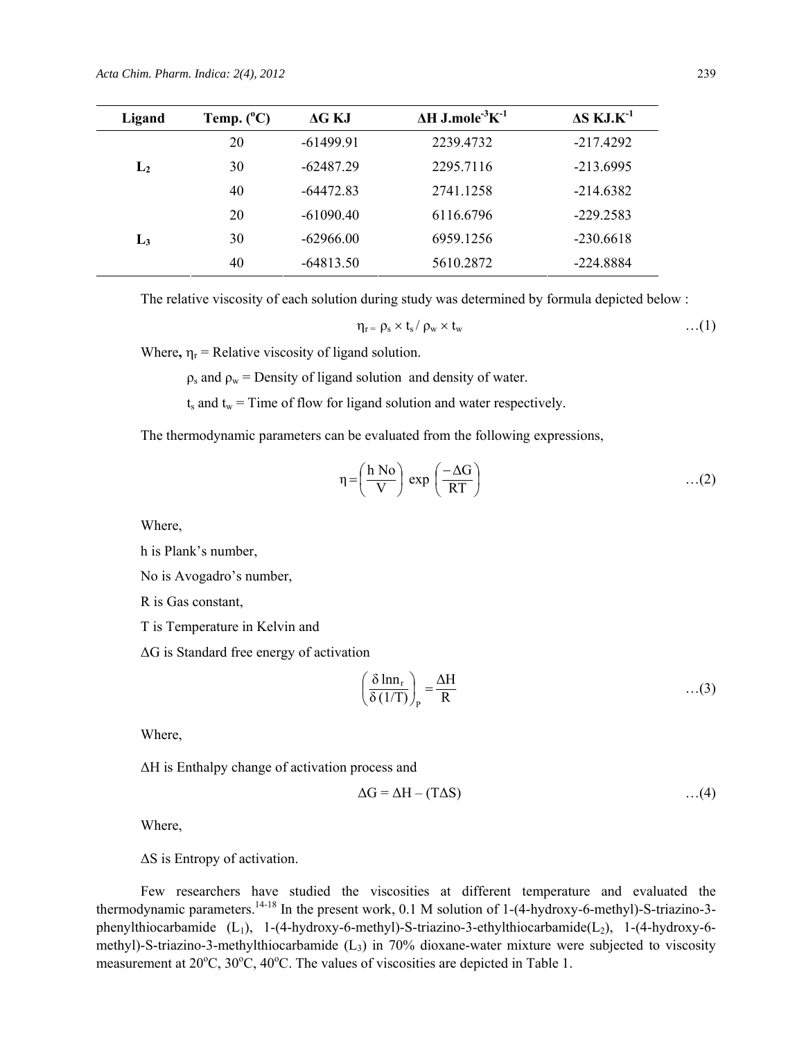| Ligand | Temp. ($^{o}$C) | ΔG KJ | ΔH J.mole$^{-3}$K$^{-1}$ | ΔS KJ.K$^{-1}$ |
|---|---|---|---|---|
| | 20 | -61499.91 | 2239.4732 | -217.4292 |
| $L_2$ | 30 | -62487.29 | 2295.7116 | -213.6995 |
| | 40 | -64472.83 | 2741.1258 | -214.6382 |
| | 20 | -61090.40 | 6116.6796 | -229.2583 |
| $L_3$ | 30 | -62966.00 | 6959.1256 | -230.6618 |
| | 40 | -64813.50 | 5610.2872 | -224.8884 |

The relative viscosity of each solution during study was determined by formula depicted below :

$$\eta_r = \rho_s \times t_s / \rho_w \times t_w \qquad \text{…(1)}$$

Where, $\eta_r$ = Relative viscosity of ligand solution.

$\rho_s$ and $\rho_w$ = Density of ligand solution and density of water.

$t_s$ and $t_w$ = Time of flow for ligand solution and water respectively.

The thermodynamic parameters can be evaluated from the following expressions,

$$\eta = \left(\frac{h\ No}{V}\right) \exp\left(\frac{-\Delta G}{RT}\right) \qquad \text{…(2)}$$

Where,

h is Plank's number,

No is Avogadro's number,

R is Gas constant,

T is Temperature in Kelvin and

ΔG is Standard free energy of activation

$$\left(\frac{\delta \ln n_r}{\delta (1/T)}\right)_P = \frac{\Delta H}{R} \qquad \text{…(3)}$$

Where,

ΔH is Enthalpy change of activation process and

$$\Delta G = \Delta H - (T\Delta S) \qquad \text{…(4)}$$

Where,

ΔS is Entropy of activation.

Few researchers have studied the viscosities at different temperature and evaluated the thermodynamic parameters.[14-18] In the present work, 0.1 M solution of 1-(4-hydroxy-6-methyl)-S-triazino-3-phenylthiocarbamide ($L_1$), 1-(4-hydroxy-6-methyl)-S-triazino-3-ethylthiocarbamide($L_2$), 1-(4-hydroxy-6-methyl)-S-triazino-3-methylthiocarbamide ($L_3$) in 70% dioxane-water mixture were subjected to viscosity measurement at 20$^{o}$C, 30$^{o}$C, 40$^{o}$C. The values of viscosities are depicted in Table 1.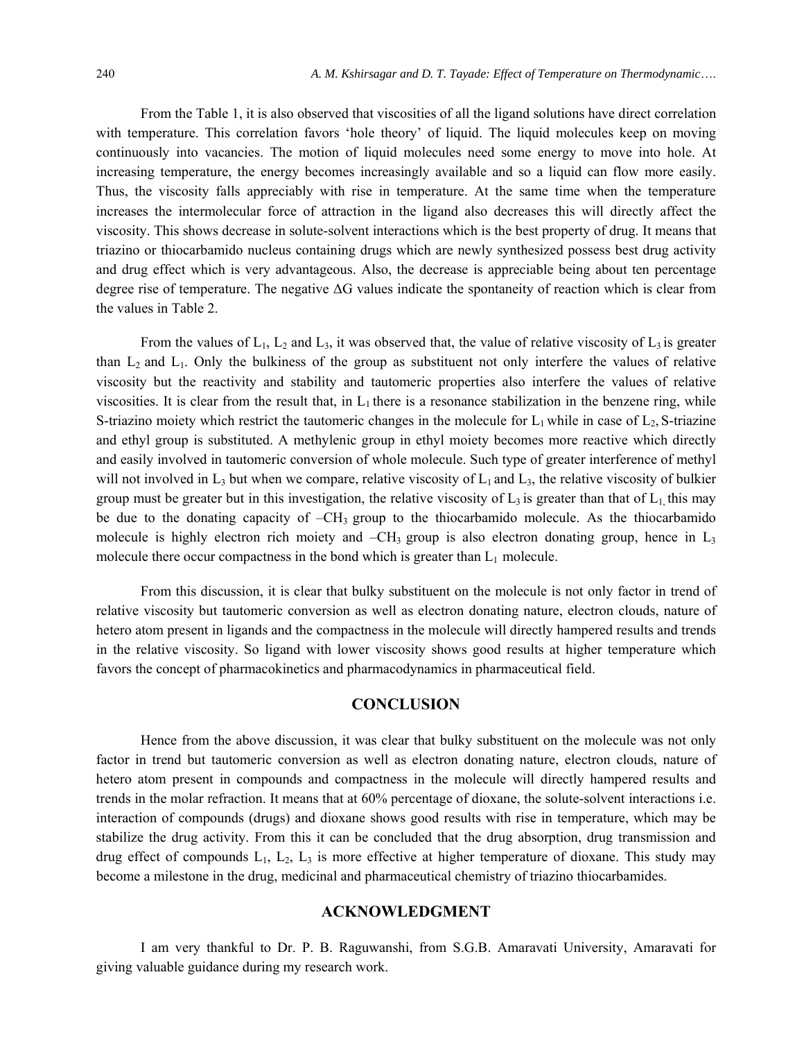From the Table 1, it is also observed that viscosities of all the ligand solutions have direct correlation with temperature. This correlation favors 'hole theory' of liquid. The liquid molecules keep on moving continuously into vacancies. The motion of liquid molecules need some energy to move into hole. At increasing temperature, the energy becomes increasingly available and so a liquid can flow more easily. Thus, the viscosity falls appreciably with rise in temperature. At the same time when the temperature increases the intermolecular force of attraction in the ligand also decreases this will directly affect the viscosity. This shows decrease in solute-solvent interactions which is the best property of drug. It means that triazino or thiocarbamido nucleus containing drugs which are newly synthesized possess best drug activity and drug effect which is very advantageous. Also, the decrease is appreciable being about ten percentage degree rise of temperature. The negative $\Delta G$ values indicate the spontaneity of reaction which is clear from the values in Table 2.

From the values of $L_1$, $L_2$ and $L_3$, it was observed that, the value of relative viscosity of $L_3$ is greater than $L_2$ and $L_1$. Only the bulkiness of the group as substituent not only interfere the values of relative viscosity but the reactivity and stability and tautomeric properties also interfere the values of relative viscosities. It is clear from the result that, in $L_1$ there is a resonance stabilization in the benzene ring, while S-triazino moiety which restrict the tautomeric changes in the molecule for $L_1$ while in case of $L_2$, S-triazine and ethyl group is substituted. A methylenic group in ethyl moiety becomes more reactive which directly and easily involved in tautomeric conversion of whole molecule. Such type of greater interference of methyl will not involved in $L_3$ but when we compare, relative viscosity of $L_1$ and $L_3$, the relative viscosity of bulkier group must be greater but in this investigation, the relative viscosity of $L_3$ is greater than that of $L_1$, this may be due to the donating capacity of $-CH_3$ group to the thiocarbamido molecule. As the thiocarbamido molecule is highly electron rich moiety and $-CH_3$ group is also electron donating group, hence in $L_3$ molecule there occur compactness in the bond which is greater than $L_1$ molecule.

From this discussion, it is clear that bulky substituent on the molecule is not only factor in trend of relative viscosity but tautomeric conversion as well as electron donating nature, electron clouds, nature of hetero atom present in ligands and the compactness in the molecule will directly hampered results and trends in the relative viscosity. So ligand with lower viscosity shows good results at higher temperature which favors the concept of pharmacokinetics and pharmacodynamics in pharmaceutical field.

## CONCLUSION

Hence from the above discussion, it was clear that bulky substituent on the molecule was not only factor in trend but tautomeric conversion as well as electron donating nature, electron clouds, nature of hetero atom present in compounds and compactness in the molecule will directly hampered results and trends in the molar refraction. It means that at 60% percentage of dioxane, the solute-solvent interactions i.e. interaction of compounds (drugs) and dioxane shows good results with rise in temperature, which may be stabilize the drug activity. From this it can be concluded that the drug absorption, drug transmission and drug effect of compounds $L_1$, $L_2$, $L_3$ is more effective at higher temperature of dioxane. This study may become a milestone in the drug, medicinal and pharmaceutical chemistry of triazino thiocarbamides.

## ACKNOWLEDGMENT

I am very thankful to Dr. P. B. Raguwanshi, from S.G.B. Amaravati University, Amaravati for giving valuable guidance during my research work.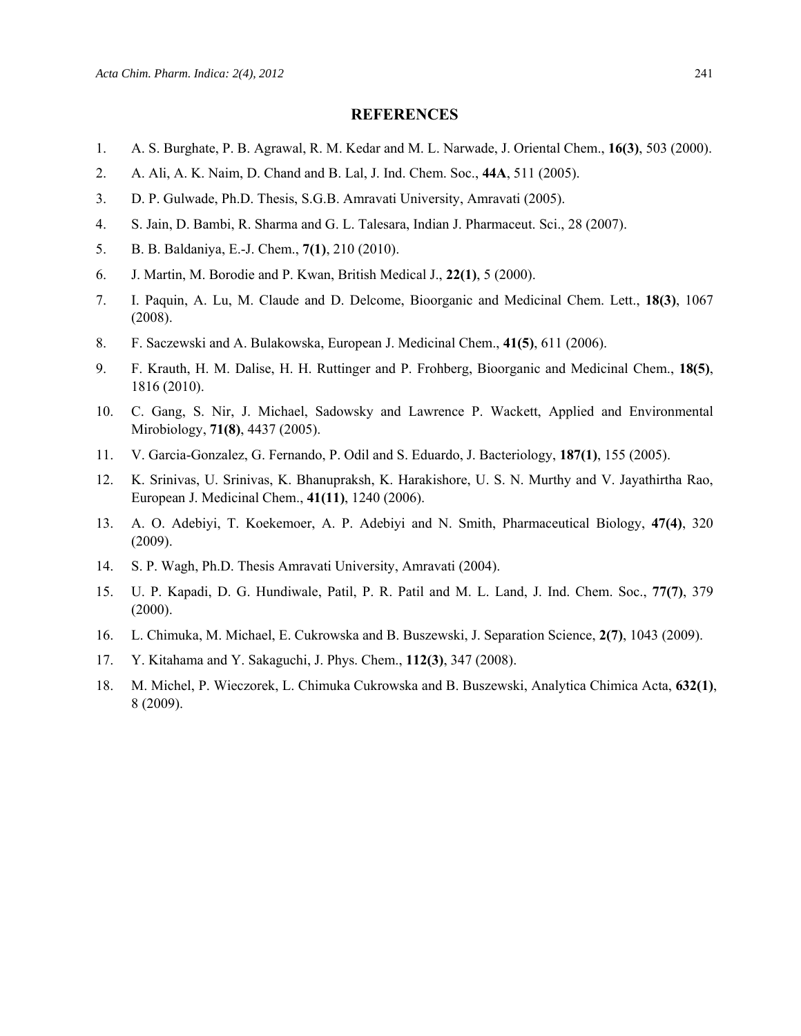## REFERENCES

1. A. S. Burghate, P. B. Agrawal, R. M. Kedar and M. L. Narwade, J. Oriental Chem., **16(3)**, 503 (2000).
2. A. Ali, A. K. Naim, D. Chand and B. Lal, J. Ind. Chem. Soc., **44A**, 511 (2005).
3. D. P. Gulwade, Ph.D. Thesis, S.G.B. Amravati University, Amravati (2005).
4. S. Jain, D. Bambi, R. Sharma and G. L. Talesara, Indian J. Pharmaceut. Sci., 28 (2007).
5. B. B. Baldaniya, E.-J. Chem., **7(1)**, 210 (2010).
6. J. Martin, M. Borodie and P. Kwan, British Medical J., **22(1)**, 5 (2000).
7. I. Paquin, A. Lu, M. Claude and D. Delcome, Bioorganic and Medicinal Chem. Lett., **18(3)**, 1067 (2008).
8. F. Saczewski and A. Bulakowska, European J. Medicinal Chem., **41(5)**, 611 (2006).
9. F. Krauth, H. M. Dalise, H. H. Ruttinger and P. Frohberg, Bioorganic and Medicinal Chem., **18(5)**, 1816 (2010).
10. C. Gang, S. Nir, J. Michael, Sadowsky and Lawrence P. Wackett, Applied and Environmental Mirobiology, **71(8)**, 4437 (2005).
11. V. Garcia-Gonzalez, G. Fernando, P. Odil and S. Eduardo, J. Bacteriology, **187(1)**, 155 (2005).
12. K. Srinivas, U. Srinivas, K. Bhanupraksh, K. Harakishore, U. S. N. Murthy and V. Jayathirtha Rao, European J. Medicinal Chem., **41(11)**, 1240 (2006).
13. A. O. Adebiyi, T. Koekemoer, A. P. Adebiyi and N. Smith, Pharmaceutical Biology, **47(4)**, 320 (2009).
14. S. P. Wagh, Ph.D. Thesis Amravati University, Amravati (2004).
15. U. P. Kapadi, D. G. Hundiwale, Patil, P. R. Patil and M. L. Land, J. Ind. Chem. Soc., **77(7)**, 379 (2000).
16. L. Chimuka, M. Michael, E. Cukrowska and B. Buszewski, J. Separation Science, **2(7)**, 1043 (2009).
17. Y. Kitahama and Y. Sakaguchi, J. Phys. Chem., **112(3)**, 347 (2008).
18. M. Michel, P. Wieczorek, L. Chimuka Cukrowska and B. Buszewski, Analytica Chimica Acta, **632(1)**, 8 (2009).